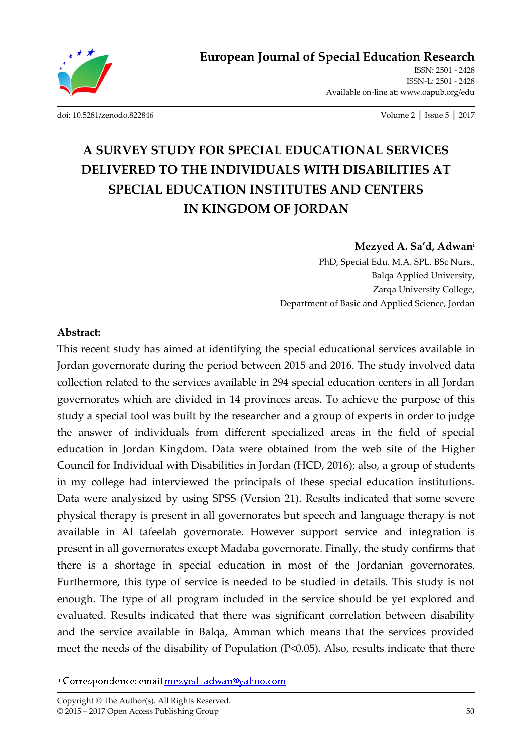# A SURVEY STUDY FOR SPECIAL EDUCATIONAL SERVICES DELIVERED TO THE INDIVIDUALS WITH DISABILITIES AT SPECIAL EDUCATION INSTITUTES AND CENTERS IN KINGDOM OF JORDAN

**Mezyed A. Sa'd, Adwan**[i]

PhD, Special Edu. M.A. SPL. BSc Nurs.,
Balqa Applied University,
Zarqa University College,
Department of Basic and Applied Science, Jordan

**Abstract:**

This recent study has aimed at identifying the special educational services available in Jordan governorate during the period between 2015 and 2016. The study involved data collection related to the services available in 294 special education centers in all Jordan governorates which are divided in 14 provinces areas. To achieve the purpose of this study a special tool was built by the researcher and a group of experts in order to judge the answer of individuals from different specialized areas in the field of special education in Jordan Kingdom. Data were obtained from the web site of the Higher Council for Individual with Disabilities in Jordan (HCD, 2016); also, a group of students in my college had interviewed the principals of these special education institutions. Data were analysized by using SPSS (Version 21). Results indicated that some severe physical therapy is present in all governorates but speech and language therapy is not available in Al tafeelah governorate. However support service and integration is present in all governorates except Madaba governorate. Finally, the study confirms that there is a shortage in special education in most of the Jordanian governorates. Furthermore, this type of service is needed to be studied in details. This study is not enough. The type of all program included in the service should be yet explored and evaluated. Results indicated that there was significant correlation between disability and the service available in Balqa, Amman which means that the services provided meet the needs of the disability of Population ($P<0.05$). Also, results indicate that there

---

[i] Correspondence: email mezyed_adwan@yahoo.com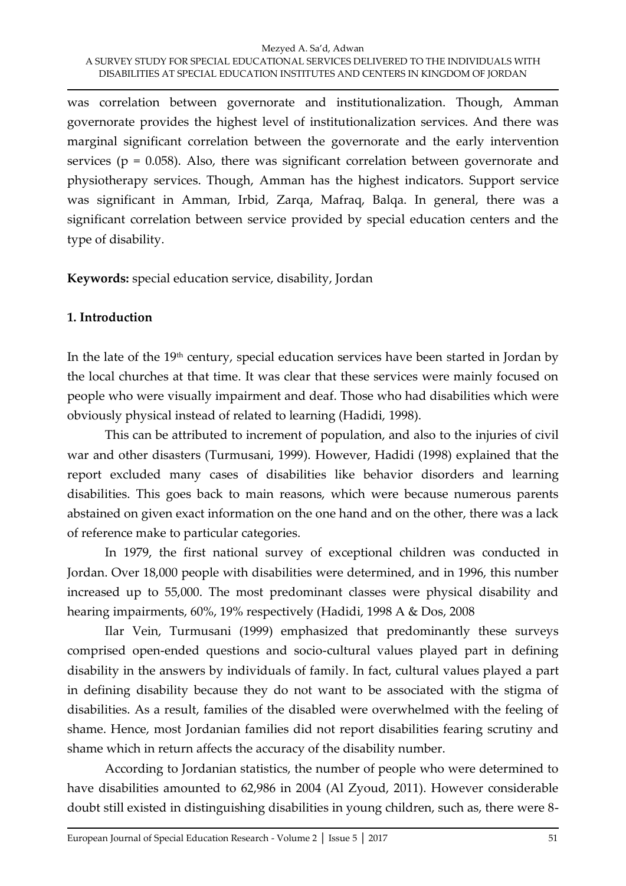was correlation between governorate and institutionalization. Though, Amman governorate provides the highest level of institutionalization services. And there was marginal significant correlation between the governorate and the early intervention services ($p = 0.058$). Also, there was significant correlation between governorate and physiotherapy services. Though, Amman has the highest indicators. Support service was significant in Amman, Irbid, Zarqa, Mafraq, Balqa. In general, there was a significant correlation between service provided by special education centers and the type of disability.

**Keywords:** special education service, disability, Jordan

## 1. Introduction

In the late of the 19th century, special education services have been started in Jordan by the local churches at that time. It was clear that these services were mainly focused on people who were visually impairment and deaf. Those who had disabilities which were obviously physical instead of related to learning (Hadidi, 1998).

This can be attributed to increment of population, and also to the injuries of civil war and other disasters (Turmusani, 1999). However, Hadidi (1998) explained that the report excluded many cases of disabilities like behavior disorders and learning disabilities. This goes back to main reasons, which were because numerous parents abstained on given exact information on the one hand and on the other, there was a lack of reference make to particular categories.

In 1979, the first national survey of exceptional children was conducted in Jordan. Over 18,000 people with disabilities were determined, and in 1996, this number increased up to 55,000. The most predominant classes were physical disability and hearing impairments, 60%, 19% respectively (Hadidi, 1998 A & Dos, 2008

Ilar Vein, Turmusani (1999) emphasized that predominantly these surveys comprised open-ended questions and socio-cultural values played part in defining disability in the answers by individuals of family. In fact, cultural values played a part in defining disability because they do not want to be associated with the stigma of disabilities. As a result, families of the disabled were overwhelmed with the feeling of shame. Hence, most Jordanian families did not report disabilities fearing scrutiny and shame which in return affects the accuracy of the disability number.

According to Jordanian statistics, the number of people who were determined to have disabilities amounted to 62,986 in 2004 (Al Zyoud, 2011). However considerable doubt still existed in distinguishing disabilities in young children, such as, there were 8-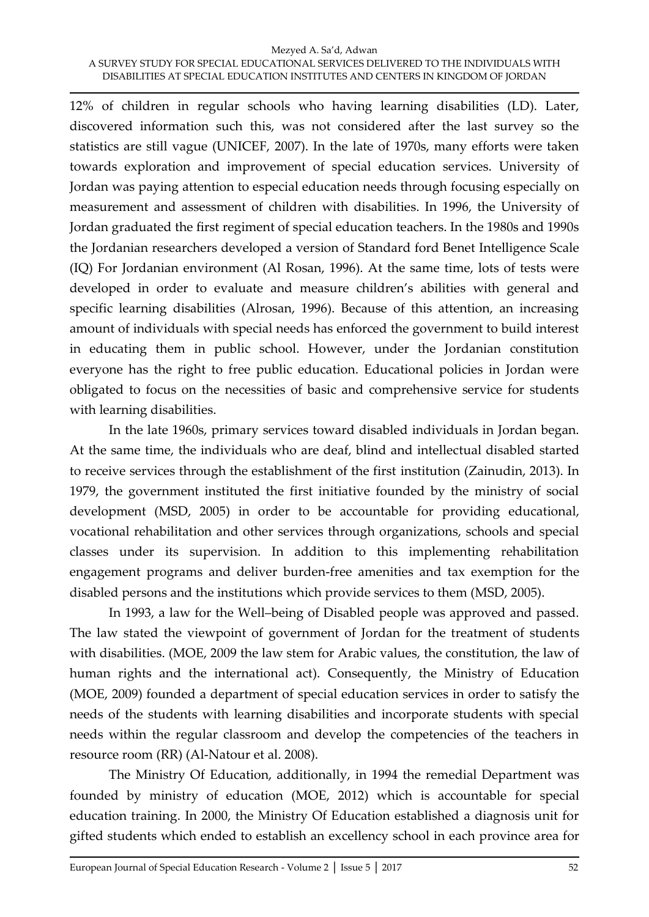12% of children in regular schools who having learning disabilities (LD). Later, discovered information such this, was not considered after the last survey so the statistics are still vague (UNICEF, 2007). In the late of 1970s, many efforts were taken towards exploration and improvement of special education services. University of Jordan was paying attention to especial education needs through focusing especially on measurement and assessment of children with disabilities. In 1996, the University of Jordan graduated the first regiment of special education teachers. In the 1980s and 1990s the Jordanian researchers developed a version of Standard ford Benet Intelligence Scale (IQ) For Jordanian environment (Al Rosan, 1996). At the same time, lots of tests were developed in order to evaluate and measure children's abilities with general and specific learning disabilities (Alrosan, 1996). Because of this attention, an increasing amount of individuals with special needs has enforced the government to build interest in educating them in public school. However, under the Jordanian constitution everyone has the right to free public education. Educational policies in Jordan were obligated to focus on the necessities of basic and comprehensive service for students with learning disabilities.

In the late 1960s, primary services toward disabled individuals in Jordan began. At the same time, the individuals who are deaf, blind and intellectual disabled started to receive services through the establishment of the first institution (Zainudin, 2013). In 1979, the government instituted the first initiative founded by the ministry of social development (MSD, 2005) in order to be accountable for providing educational, vocational rehabilitation and other services through organizations, schools and special classes under its supervision. In addition to this implementing rehabilitation engagement programs and deliver burden-free amenities and tax exemption for the disabled persons and the institutions which provide services to them (MSD, 2005).

In 1993, a law for the Well–being of Disabled people was approved and passed. The law stated the viewpoint of government of Jordan for the treatment of students with disabilities. (MOE, 2009 the law stem for Arabic values, the constitution, the law of human rights and the international act). Consequently, the Ministry of Education (MOE, 2009) founded a department of special education services in order to satisfy the needs of the students with learning disabilities and incorporate students with special needs within the regular classroom and develop the competencies of the teachers in resource room (RR) (Al-Natour et al. 2008).

The Ministry Of Education, additionally, in 1994 the remedial Department was founded by ministry of education (MOE, 2012) which is accountable for special education training. In 2000, the Ministry Of Education established a diagnosis unit for gifted students which ended to establish an excellency school in each province area for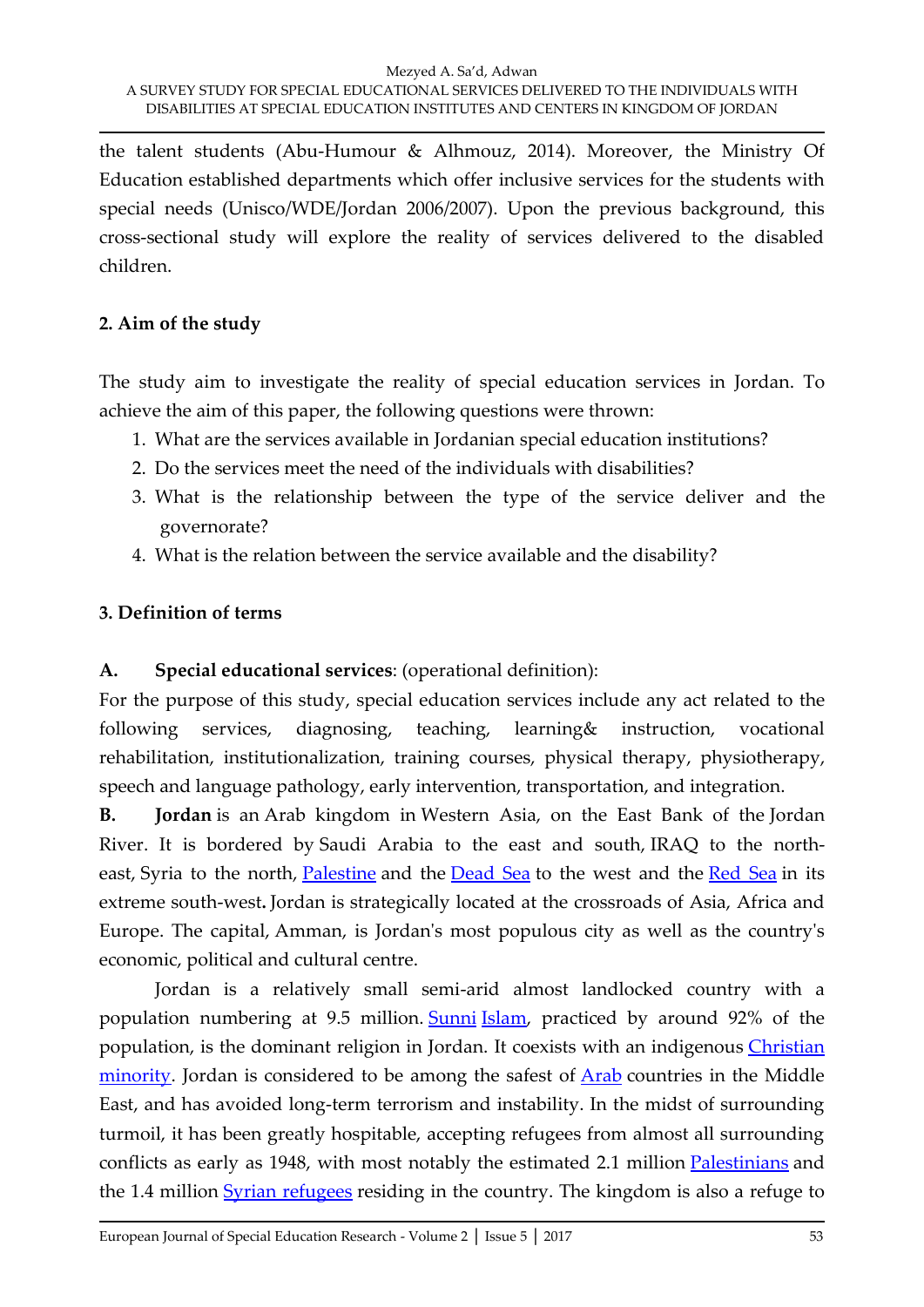the talent students (Abu-Humour & Alhmouz, 2014). Moreover, the Ministry Of Education established departments which offer inclusive services for the students with special needs (Unisco/WDE/Jordan 2006/2007). Upon the previous background, this cross-sectional study will explore the reality of services delivered to the disabled children.

## 2. Aim of the study

The study aim to investigate the reality of special education services in Jordan. To achieve the aim of this paper, the following questions were thrown:

1. What are the services available in Jordanian special education institutions?
2. Do the services meet the need of the individuals with disabilities?
3. What is the relationship between the type of the service deliver and the governorate?
4. What is the relation between the service available and the disability?

## 3. Definition of terms

**A. Special educational services**: (operational definition):

For the purpose of this study, special education services include any act related to the following services, diagnosing, teaching, learning& instruction, vocational rehabilitation, institutionalization, training courses, physical therapy, physiotherapy, speech and language pathology, early intervention, transportation, and integration.

**B. Jordan** is an Arab kingdom in Western Asia, on the East Bank of the Jordan River. It is bordered by Saudi Arabia to the east and south, IRAQ to the north-east, Syria to the north, Palestine and the Dead Sea to the west and the Red Sea in its extreme south-west**.** Jordan is strategically located at the crossroads of Asia, Africa and Europe. The capital, Amman, is Jordan's most populous city as well as the country's economic, political and cultural centre.

Jordan is a relatively small semi-arid almost landlocked country with a population numbering at 9.5 million. Sunni Islam, practiced by around 92% of the population, is the dominant religion in Jordan. It coexists with an indigenous Christian minority. Jordan is considered to be among the safest of Arab countries in the Middle East, and has avoided long-term terrorism and instability. In the midst of surrounding turmoil, it has been greatly hospitable, accepting refugees from almost all surrounding conflicts as early as 1948, with most notably the estimated 2.1 million Palestinians and the 1.4 million Syrian refugees residing in the country. The kingdom is also a refuge to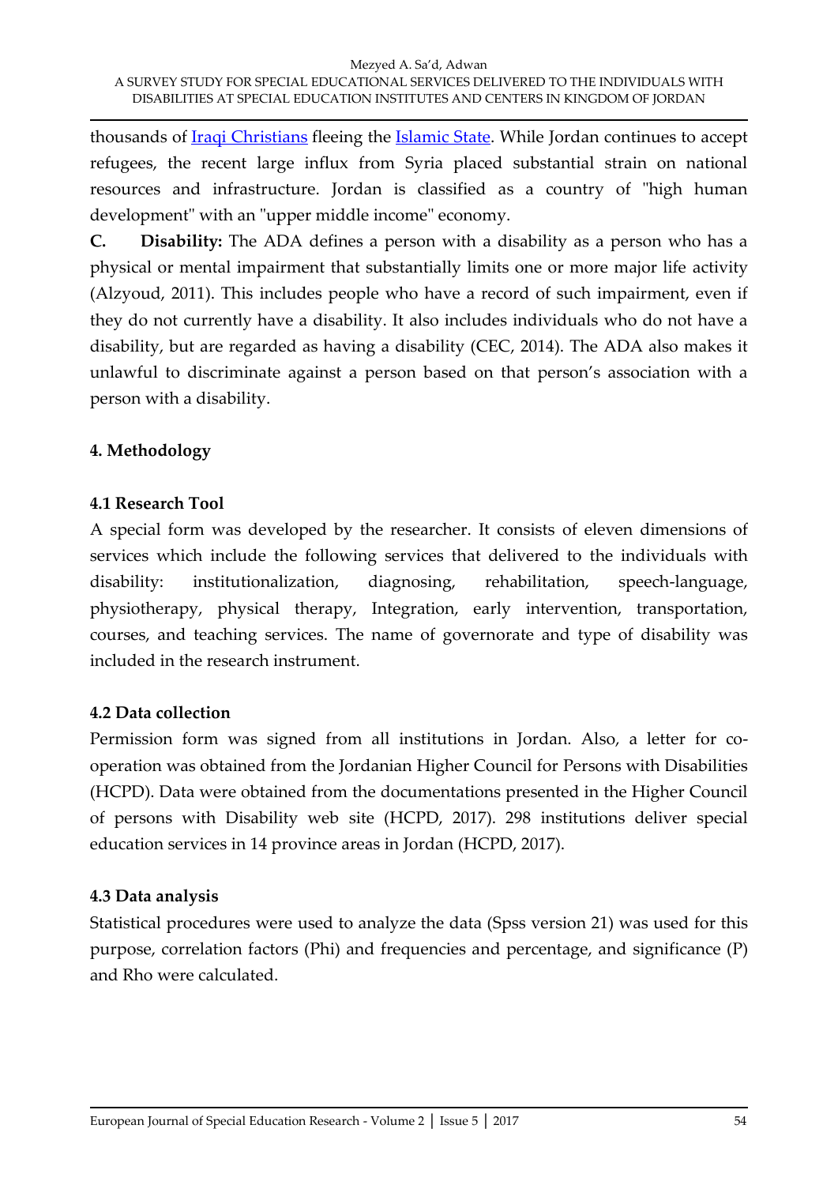thousands of Iraqi Christians fleeing the Islamic State. While Jordan continues to accept refugees, the recent large influx from Syria placed substantial strain on national resources and infrastructure. Jordan is classified as a country of "high human development" with an "upper middle income" economy.

**C. Disability:** The ADA defines a person with a disability as a person who has a physical or mental impairment that substantially limits one or more major life activity (Alzyoud, 2011). This includes people who have a record of such impairment, even if they do not currently have a disability. It also includes individuals who do not have a disability, but are regarded as having a disability (CEC, 2014). The ADA also makes it unlawful to discriminate against a person based on that person's association with a person with a disability.

## 4. Methodology

### 4.1 Research Tool

A special form was developed by the researcher. It consists of eleven dimensions of services which include the following services that delivered to the individuals with disability: institutionalization, diagnosing, rehabilitation, speech-language, physiotherapy, physical therapy, Integration, early intervention, transportation, courses, and teaching services. The name of governorate and type of disability was included in the research instrument.

### 4.2 Data collection

Permission form was signed from all institutions in Jordan. Also, a letter for co-operation was obtained from the Jordanian Higher Council for Persons with Disabilities (HCPD). Data were obtained from the documentations presented in the Higher Council of persons with Disability web site (HCPD, 2017). 298 institutions deliver special education services in 14 province areas in Jordan (HCPD, 2017).

### 4.3 Data analysis

Statistical procedures were used to analyze the data (Spss version 21) was used for this purpose, correlation factors (Phi) and frequencies and percentage, and significance (P) and Rho were calculated.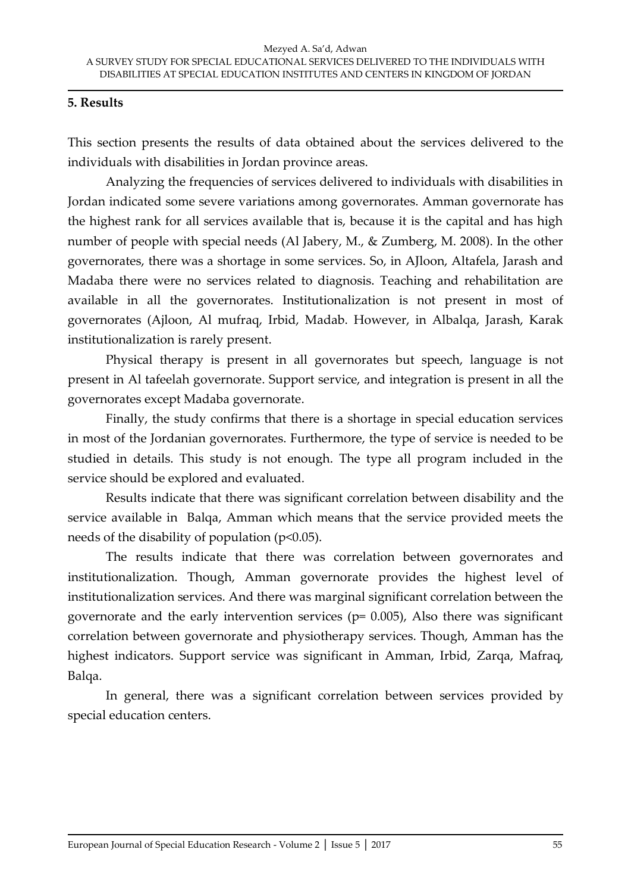## 5. Results

This section presents the results of data obtained about the services delivered to the individuals with disabilities in Jordan province areas.

Analyzing the frequencies of services delivered to individuals with disabilities in Jordan indicated some severe variations among governorates. Amman governorate has the highest rank for all services available that is, because it is the capital and has high number of people with special needs (Al Jabery, M., & Zumberg, M. 2008). In the other governorates, there was a shortage in some services. So, in AJloon, Altafela, Jarash and Madaba there were no services related to diagnosis. Teaching and rehabilitation are available in all the governorates. Institutionalization is not present in most of governorates (Ajloon, Al mufraq, Irbid, Madab. However, in Albalqa, Jarash, Karak institutionalization is rarely present.

Physical therapy is present in all governorates but speech, language is not present in Al tafeelah governorate. Support service, and integration is present in all the governorates except Madaba governorate.

Finally, the study confirms that there is a shortage in special education services in most of the Jordanian governorates. Furthermore, the type of service is needed to be studied in details. This study is not enough. The type all program included in the service should be explored and evaluated.

Results indicate that there was significant correlation between disability and the service available in Balqa, Amman which means that the service provided meets the needs of the disability of population ($p<0.05$).

The results indicate that there was correlation between governorates and institutionalization. Though, Amman governorate provides the highest level of institutionalization services. And there was marginal significant correlation between the governorate and the early intervention services ($p= 0.005$), Also there was significant correlation between governorate and physiotherapy services. Though, Amman has the highest indicators. Support service was significant in Amman, Irbid, Zarqa, Mafraq, Balqa.

In general, there was a significant correlation between services provided by special education centers.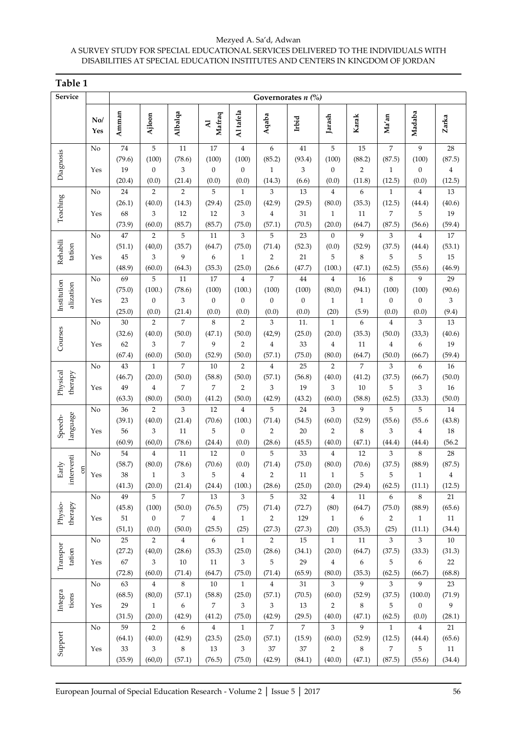**Table 1**

| Service | No/ Yes | Governorates *n (%)* | | | | | | | | | | | |
|---|---|---|---|---|---|---|---|---|---|---|---|---|---|
| | | Amman | Ajloon | Albalqa | Al Mafraq | Al tafela | Aqaba | Irbid | Jarash | Karak | Ma'an | Madaba | Zarka |
| Diagnosis | No | 74 (79.6) | 5 (100) | 11 (78.6) | 17 (100) | 4 (100) | 6 (85.2) | 41 (93.4) | 5 (100) | 15 (88.2) | 7 (87.5) | 9 (100) | 28 (87.5) |
| | Yes | 19 (20.4) | 0 (0.0) | 3 (21.4) | 0 (0.0) | 0 (0.0) | 1 (14.3) | 3 (6.6) | 0 (0.0) | 2 (11.8) | 1 (12.5) | 0 (0.0) | 4 (12.5) |
| Teaching | No | 24 (26.1) | 2 (40.0) | 2 (14.3) | 5 (29.4) | 1 (25.0) | 3 (42.9) | 13 (29.5) | 4 (80.0) | 6 (35.3) | 1 (12.5) | 4 (44.4) | 13 (40.6) |
| | Yes | 68 (73.9) | 3 (60.0) | 12 (85.7) | 12 (85.7) | 3 (75.0) | 4 (57.1) | 31 (70.5) | 1 (20.0) | 11 (64.7) | 7 (87.5) | 5 (56.6) | 19 (59.4) |
| Rehabilitation | No | 47 (51.1) | 2 (40,0) | 5 (35.7) | 11 (64.7) | 3 (75.0) | 5 (71.4) | 23 (52.3) | 0 (0.0) | 9 (52.9) | 3 (37.5) | 4 (44.4) | 17 (53.1) |
| | Yes | 45 (48.9) | 3 (60.0) | 9 (64.3) | 6 (35.3) | 1 (25.0) | 2 (26.6 | 21 (47.7) | 5 (100.) | 8 (47.1) | 5 (62.5) | 5 (55.6) | 15 (46.9) |
| Institutionalization | No | 69 (75.0) | 5 (100.) | 11 (78.6) | 17 (100) | 4 (100.) | 7 (100) | 44 (100) | 4 (80,0) | 16 (94.1) | 8 (100) | 9 (100) | 29 (90.6) |
| | Yes | 23 (25.0) | 0 (0.0) | 3 (21.4) | 0 (0.0) | 0 (0.0) | 0 (0.0) | 0 (0.0) | 1 (20) | 1 (5.9) | 0 (0.0) | 0 (0.0) | 3 (9.4) |
| Courses | No | 30 (32.6) | 2 (40.0) | 7 (50.0) | 8 (47.1) | 2 (50.0) | 3 (42,9) | 11. (25.0) | 1 (20.0) | 6 (35.3) | 4 (50.0) | 3 (33,3) | 13 (40.6) |
| | Yes | 62 (67.4) | 3 (60.0) | 7 (50.0) | 9 (52.9) | 2 (50.0) | 4 (57.1) | 33 (75.0) | 4 (80.0) | 11 (64.7) | 4 (50.0) | 6 (66.7) | 19 (59.4) |
| Physical therapy | No | 43 (46.7) | 1 (20.0) | 7 (50.0) | 10 (58.8) | 2 (50.0) | 4 (57.1) | 25 (56.8) | 2 (40.0) | 7 (41.2) | 3 (37.5) | 6 (66.7) | 16 (50.0) |
| | Yes | 49 (63.3) | 4 (80.0) | 7 (50.0) | 7 (41.2) | 2 (50.0) | 3 (42.9) | 19 (43.2) | 3 (60.0) | 10 (58.8) | 5 (62.5) | 3 (33.3) | 16 (50.0) |
| Speech-language | No | 36 (39.1) | 2 (40.0) | 3 (21.4) | 12 (70.6) | 4 (100.) | 5 (71.4) | 24 (54.5) | 3 (60.0) | 9 (52.9) | 5 (55.6) | 5 (55..6 | 14 (43.8) |
| | Yes | 56 (60.9) | 3 (60,0) | 11 (78.6) | 5 (24.4) | 0 (0.0) | 2 (28.6) | 20 (45.5) | 2 (40.0) | 8 (47.1) | 3 (44.4) | 4 (44.4) | 18 (56.2 |
| Early intervention | No | 54 (58.7) | 4 (80.0) | 11 (78.6) | 12 (70.6) | 0 (0.0) | 5 (71.4) | 33 (75.0) | 4 (80.0) | 12 (70.6) | 3 (37.5) | 8 (88.9) | 28 (87.5) |
| | Yes | 38 (41.3) | 1 (20.0) | 3 (21.4) | 5 (24.4) | 4 (100.) | 2 (28.6) | 11 (25.0) | 1 (20.0) | 5 (29.4) | 5 (62.5) | 1 (11.1) | 4 (12.5) |
| Physio-therapy | No | 49 (45.8) | 5 (100) | 7 (50.0) | 13 (76.5) | 3 (75) | 5 (71.4) | 32 (72.7) | 4 (80) | 11 (64.7) | 6 (75.0) | 8 (88.9) | 21 (65.6) |
| | Yes | 51 (51,1) | 0 (0.0) | 7 (50.0) | 4 (25.5) | 1 (25) | 2 (27.3) | 129 (27.3) | 1 (20) | 6 (35,3) | 2 (25) | 1 (11.1) | 11 (34.4) |
| Transportation | No | 25 (27.2) | 2 (40,0) | 4 (28.6) | 6 (35.3) | 1 (25.0) | 2 (28.6) | 15 (34.1) | 1 (20.0) | 11 (64.7) | 3 (37.5) | 3 (33.3) | 10 (31.3) |
| | Yes | 67 (72.8) | 3 (60.0) | 10 (71.4) | 11 (64.7) | 3 (75.0) | 5 (71.4) | 29 (65.9) | 4 (80.0) | 6 (35.3) | 5 (62.5) | 6 (66.7) | 22 (68.8) |
| Integrations | No | 63 (68.5) | 4 (80,0) | 8 (57.1) | 10 (58.8) | 1 (25.0) | 4 (57.1) | 31 (70.5) | 3 (60.0) | 9 (52.9) | 3 (37.5) | 9 (100.0) | 23 (71.9) |
| | Yes | 29 (31.5) | 1 (20.0) | 6 (42.9) | 7 (41.2) | 3 (75.0) | 3 (42.9) | 13 (29.5) | 2 (40.0) | 8 (47.1) | 5 (62.5) | 0 (0.0) | 9 (28.1) |
| Support | No | 59 (64.1) | 2 (40.0) | 6 (42.9) | 4 (23.5) | 1 (25.0) | 7 (57.1) | 7 (15.9) | 3 (60.0) | 9 (52.9) | 1 (12.5) | 4 (44.4) | 21 (65.6) |
| | Yes | 33 (35.9) | 3 (60,0) | 8 (57.1) | 13 (76.5) | 3 (75.0) | 37 (42.9) | 37 (84.1) | 2 (40.0) | 8 (47.1) | 7 (87.5) | 5 (55.6) | 11 (34.4) |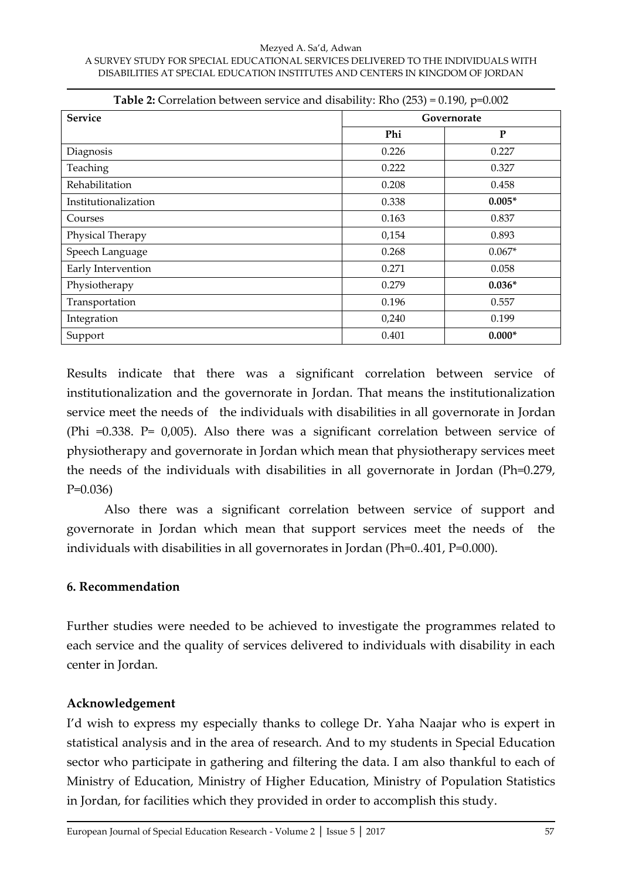**Table 2:** Correlation between service and disability: Rho (253) = 0.190, p=0.002

| Service | Governorate | |
|---|---|---|
| | Phi | P |
| Diagnosis | 0.226 | 0.227 |
| Teaching | 0.222 | 0.327 |
| Rehabilitation | 0.208 | 0.458 |
| Institutionalization | 0.338 | **0.005*** |
| Courses | 0.163 | 0.837 |
| Physical Therapy | 0,154 | 0.893 |
| Speech Language | 0.268 | 0.067* |
| Early Intervention | 0.271 | 0.058 |
| Physiotherapy | 0.279 | **0.036*** |
| Transportation | 0.196 | 0.557 |
| Integration | 0,240 | 0.199 |
| Support | 0.401 | **0.000*** |

Results indicate that there was a significant correlation between service of institutionalization and the governorate in Jordan. That means the institutionalization service meet the needs of the individuals with disabilities in all governorate in Jordan (Phi =0.338. P= 0,005). Also there was a significant correlation between service of physiotherapy and governorate in Jordan which mean that physiotherapy services meet the needs of the individuals with disabilities in all governorate in Jordan (Ph=0.279, P=0.036)

Also there was a significant correlation between service of support and governorate in Jordan which mean that support services meet the needs of the individuals with disabilities in all governorates in Jordan (Ph=0..401, P=0.000).

## 6. Recommendation

Further studies were needed to be achieved to investigate the programmes related to each service and the quality of services delivered to individuals with disability in each center in Jordan.

## Acknowledgement

I'd wish to express my especially thanks to college Dr. Yaha Naajar who is expert in statistical analysis and in the area of research. And to my students in Special Education sector who participate in gathering and filtering the data. I am also thankful to each of Ministry of Education, Ministry of Higher Education, Ministry of Population Statistics in Jordan, for facilities which they provided in order to accomplish this study.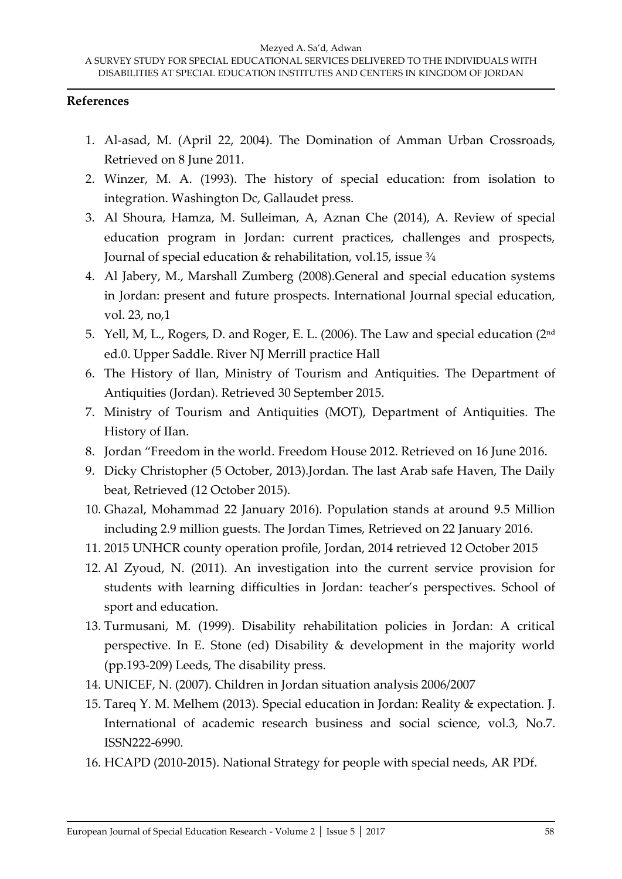## References

1. Al-asad, M. (April 22, 2004). The Domination of Amman Urban Crossroads, Retrieved on 8 June 2011.
2. Winzer, M. A. (1993). The history of special education: from isolation to integration. Washington Dc, Gallaudet press.
3. Al Shoura, Hamza, M. Sulleiman, A, Aznan Che (2014), A. Review of special education program in Jordan: current practices, challenges and prospects, Journal of special education & rehabilitation, vol.15, issue ¾
4. Al Jabery, M., Marshall Zumberg (2008).General and special education systems in Jordan: present and future prospects. International Journal special education, vol. 23, no,1
5. Yell, M, L., Rogers, D. and Roger, E. L. (2006). The Law and special education (2nd ed.0. Upper Saddle. River NJ Merrill practice Hall
6. The History of llan, Ministry of Tourism and Antiquities. The Department of Antiquities (Jordan). Retrieved 30 September 2015.
7. Ministry of Tourism and Antiquities (MOT), Department of Antiquities. The History of IIan.
8. Jordan "Freedom in the world. Freedom House 2012. Retrieved on 16 June 2016.
9. Dicky Christopher (5 October, 2013).Jordan. The last Arab safe Haven, The Daily beat, Retrieved (12 October 2015).
10. Ghazal, Mohammad 22 January 2016). Population stands at around 9.5 Million including 2.9 million guests. The Jordan Times, Retrieved on 22 January 2016.
11. 2015 UNHCR county operation profile, Jordan, 2014 retrieved 12 October 2015
12. Al Zyoud, N. (2011). An investigation into the current service provision for students with learning difficulties in Jordan: teacher's perspectives. School of sport and education.
13. Turmusani, M. (1999). Disability rehabilitation policies in Jordan: A critical perspective. In E. Stone (ed) Disability & development in the majority world (pp.193-209) Leeds, The disability press.
14. UNICEF, N. (2007). Children in Jordan situation analysis 2006/2007
15. Tareq Y. M. Melhem (2013). Special education in Jordan: Reality & expectation. J. International of academic research business and social science, vol.3, No.7. ISSN222-6990.
16. HCAPD (2010-2015). National Strategy for people with special needs, AR PDf.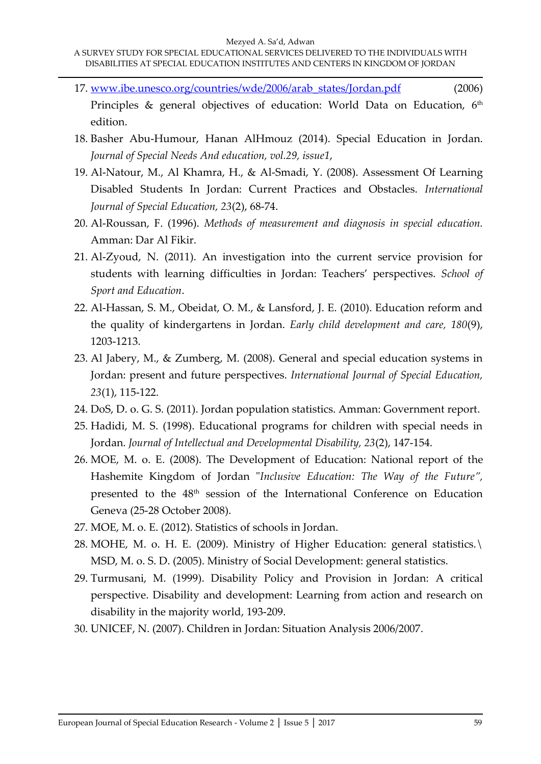17. [www.ibe.unesco.org/countries/wde/2006/arab_states/Jordan.pdf](www.ibe.unesco.org/countries/wde/2006/arab_states/Jordan.pdf) (2006) Principles & general objectives of education: World Data on Education, 6th edition.
18. Basher Abu-Humour, Hanan AlHmouz (2014). Special Education in Jordan. *Journal of Special Needs And education, vol.29, issue1*,
19. Al-Natour, M., Al Khamra, H., & Al-Smadi, Y. (2008). Assessment Of Learning Disabled Students In Jordan: Current Practices and Obstacles. *International Journal of Special Education, 23*(2), 68-74.
20. Al-Roussan, F. (1996). *Methods of measurement and diagnosis in special education.* Amman: Dar Al Fikir.
21. Al-Zyoud, N. (2011). An investigation into the current service provision for students with learning difficulties in Jordan: Teachers' perspectives. *School of Sport and Education*.
22. Al-Hassan, S. M., Obeidat, O. M., & Lansford, J. E. (2010). Education reform and the quality of kindergartens in Jordan. *Early child development and care, 180*(9), 1203-1213.
23. Al Jabery, M., & Zumberg, M. (2008). General and special education systems in Jordan: present and future perspectives. *International Journal of Special Education, 23*(1), 115-122.
24. DoS, D. o. G. S. (2011). Jordan population statistics. Amman: Government report.
25. Hadidi, M. S. (1998). Educational programs for children with special needs in Jordan. *Journal of Intellectual and Developmental Disability, 23*(2), 147-154.
26. MOE, M. o. E. (2008). The Development of Education: National report of the Hashemite Kingdom of Jordan "*Inclusive Education: The Way of the Future"*, presented to the 48th session of the International Conference on Education Geneva (25-28 October 2008).
27. MOE, M. o. E. (2012). Statistics of schools in Jordan.
28. MOHE, M. o. H. E. (2009). Ministry of Higher Education: general statistics.\ MSD, M. o. S. D. (2005). Ministry of Social Development: general statistics.
29. Turmusani, M. (1999). Disability Policy and Provision in Jordan: A critical perspective. Disability and development: Learning from action and research on disability in the majority world, 193-209.
30. UNICEF, N. (2007). Children in Jordan: Situation Analysis 2006/2007.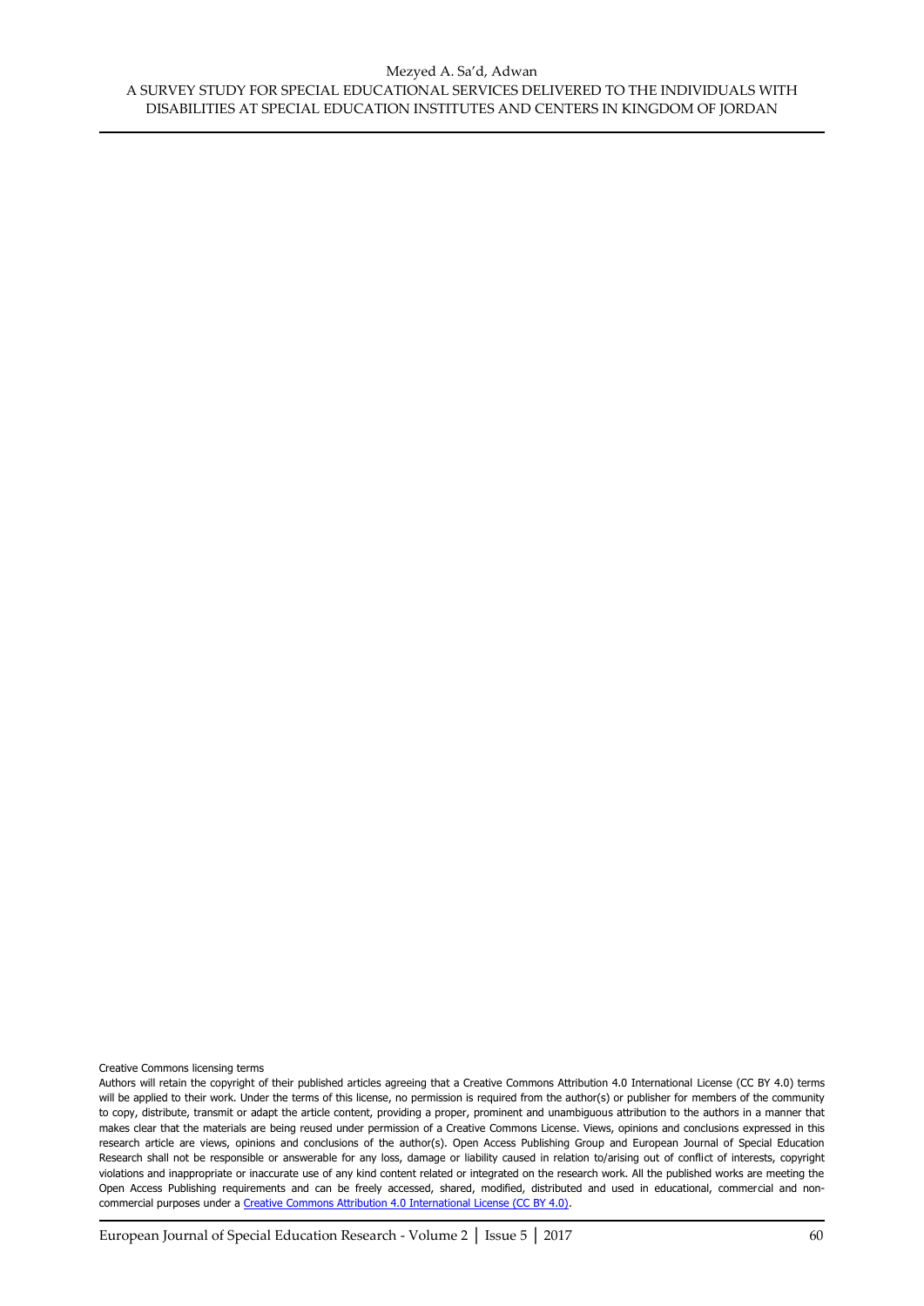Creative Commons licensing terms

Authors will retain the copyright of their published articles agreeing that a Creative Commons Attribution 4.0 International License (CC BY 4.0) terms will be applied to their work. Under the terms of this license, no permission is required from the author(s) or publisher for members of the community to copy, distribute, transmit or adapt the article content, providing a proper, prominent and unambiguous attribution to the authors in a manner that makes clear that the materials are being reused under permission of a Creative Commons License. Views, opinions and conclusions expressed in this research article are views, opinions and conclusions of the author(s). Open Access Publishing Group and European Journal of Special Education Research shall not be responsible or answerable for any loss, damage or liability caused in relation to/arising out of conflict of interests, copyright violations and inappropriate or inaccurate use of any kind content related or integrated on the research work. All the published works are meeting the Open Access Publishing requirements and can be freely accessed, shared, modified, distributed and used in educational, commercial and non-commercial purposes under a Creative Commons Attribution 4.0 International License (CC BY 4.0).